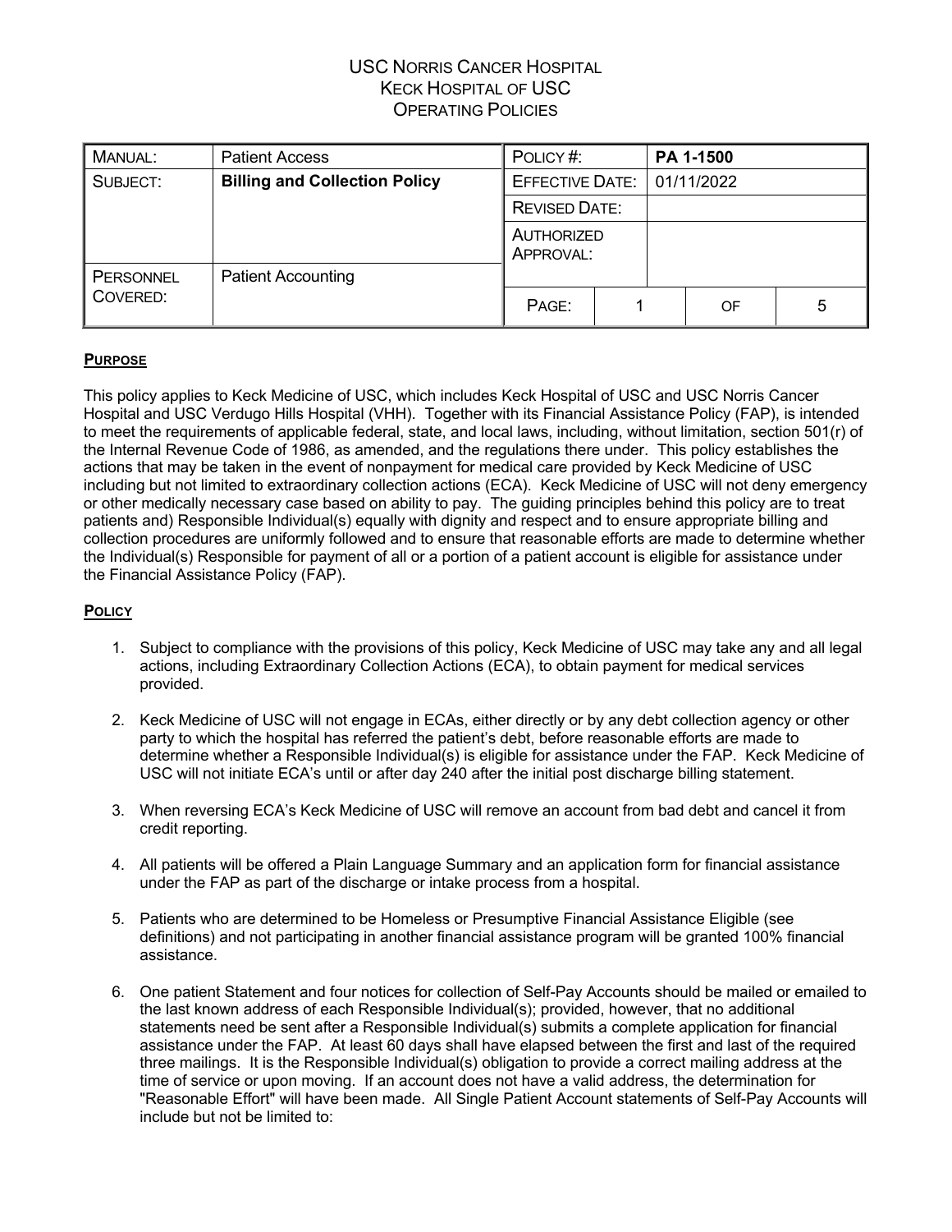USC NORRIS CANCER HOSPITAL
KECK HOSPITAL OF USC
OPERATING POLICIES

| MANUAL: | Patient Access | POLICY #: | PA 1-1500 | | |
|---|---|---|---|---|---|
| SUBJECT: | **Billing and Collection Policy** | EFFECTIVE DATE: | 01/11/2022 | | |
| | | REVISED DATE: | | | |
| | | AUTHORIZED APPROVAL: | | | |
| PERSONNEL COVERED: | Patient Accounting | PAGE: | 1 | OF | 5 |

## PURPOSE

This policy applies to Keck Medicine of USC, which includes Keck Hospital of USC and USC Norris Cancer Hospital and USC Verdugo Hills Hospital (VHH). Together with its Financial Assistance Policy (FAP), is intended to meet the requirements of applicable federal, state, and local laws, including, without limitation, section 501(r) of the Internal Revenue Code of 1986, as amended, and the regulations there under. This policy establishes the actions that may be taken in the event of nonpayment for medical care provided by Keck Medicine of USC including but not limited to extraordinary collection actions (ECA). Keck Medicine of USC will not deny emergency or other medically necessary case based on ability to pay. The guiding principles behind this policy are to treat patients and) Responsible Individual(s) equally with dignity and respect and to ensure appropriate billing and collection procedures are uniformly followed and to ensure that reasonable efforts are made to determine whether the Individual(s) Responsible for payment of all or a portion of a patient account is eligible for assistance under the Financial Assistance Policy (FAP).

## POLICY

1. Subject to compliance with the provisions of this policy, Keck Medicine of USC may take any and all legal actions, including Extraordinary Collection Actions (ECA), to obtain payment for medical services provided.

2. Keck Medicine of USC will not engage in ECAs, either directly or by any debt collection agency or other party to which the hospital has referred the patient's debt, before reasonable efforts are made to determine whether a Responsible Individual(s) is eligible for assistance under the FAP. Keck Medicine of USC will not initiate ECA's until or after day 240 after the initial post discharge billing statement.

3. When reversing ECA's Keck Medicine of USC will remove an account from bad debt and cancel it from credit reporting.

4. All patients will be offered a Plain Language Summary and an application form for financial assistance under the FAP as part of the discharge or intake process from a hospital.

5. Patients who are determined to be Homeless or Presumptive Financial Assistance Eligible (see definitions) and not participating in another financial assistance program will be granted 100% financial assistance.

6. One patient Statement and four notices for collection of Self-Pay Accounts should be mailed or emailed to the last known address of each Responsible Individual(s); provided, however, that no additional statements need be sent after a Responsible Individual(s) submits a complete application for financial assistance under the FAP. At least 60 days shall have elapsed between the first and last of the required three mailings. It is the Responsible Individual(s) obligation to provide a correct mailing address at the time of service or upon moving. If an account does not have a valid address, the determination for "Reasonable Effort" will have been made. All Single Patient Account statements of Self-Pay Accounts will include but not be limited to: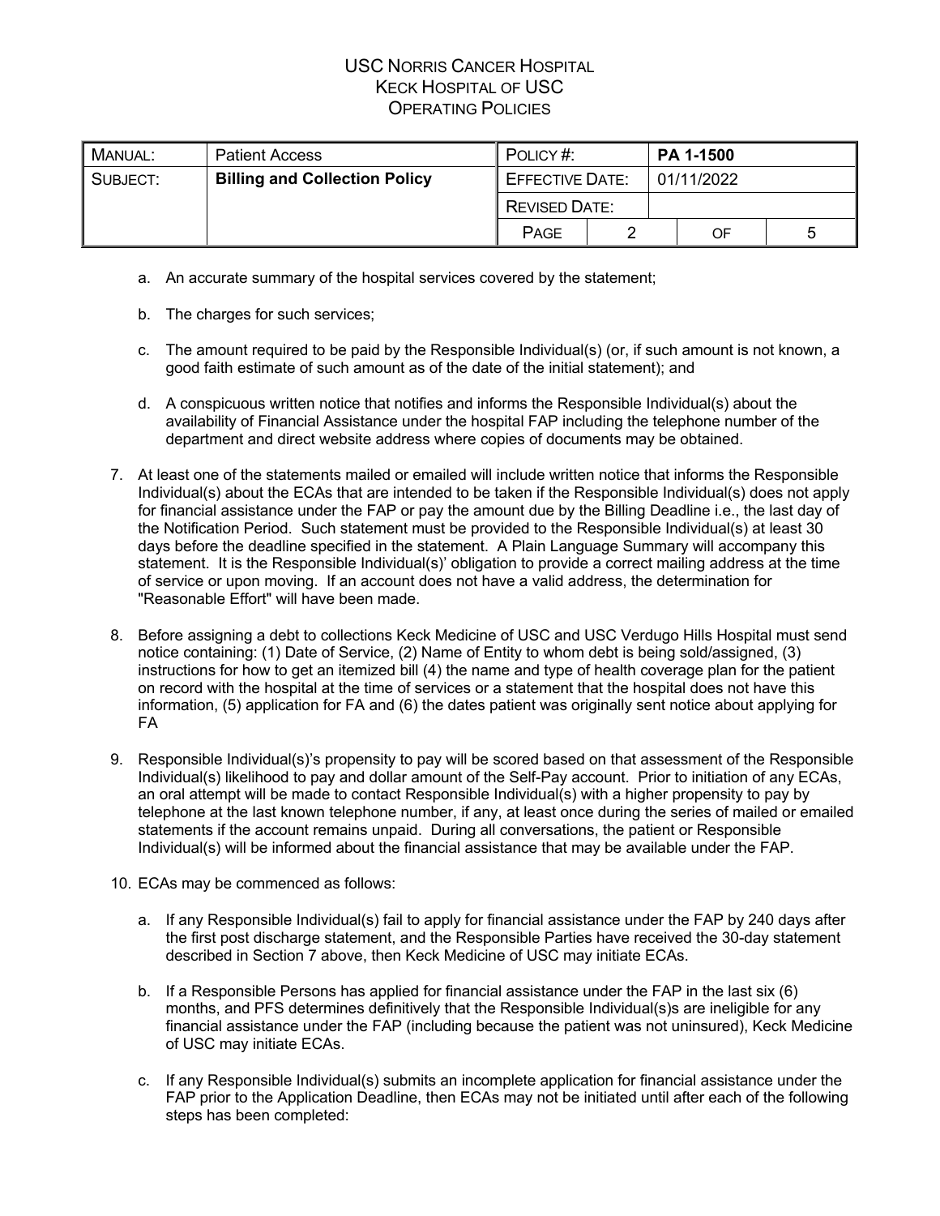a. An accurate summary of the hospital services covered by the statement;

b. The charges for such services;

c. The amount required to be paid by the Responsible Individual(s) (or, if such amount is not known, a good faith estimate of such amount as of the date of the initial statement); and

d. A conspicuous written notice that notifies and informs the Responsible Individual(s) about the availability of Financial Assistance under the hospital FAP including the telephone number of the department and direct website address where copies of documents may be obtained.

7. At least one of the statements mailed or emailed will include written notice that informs the Responsible Individual(s) about the ECAs that are intended to be taken if the Responsible Individual(s) does not apply for financial assistance under the FAP or pay the amount due by the Billing Deadline i.e., the last day of the Notification Period. Such statement must be provided to the Responsible Individual(s) at least 30 days before the deadline specified in the statement. A Plain Language Summary will accompany this statement. It is the Responsible Individual(s)' obligation to provide a correct mailing address at the time of service or upon moving. If an account does not have a valid address, the determination for "Reasonable Effort" will have been made.

8. Before assigning a debt to collections Keck Medicine of USC and USC Verdugo Hills Hospital must send notice containing: (1) Date of Service, (2) Name of Entity to whom debt is being sold/assigned, (3) instructions for how to get an itemized bill (4) the name and type of health coverage plan for the patient on record with the hospital at the time of services or a statement that the hospital does not have this information, (5) application for FA and (6) the dates patient was originally sent notice about applying for FA

9. Responsible Individual(s)'s propensity to pay will be scored based on that assessment of the Responsible Individual(s) likelihood to pay and dollar amount of the Self-Pay account. Prior to initiation of any ECAs, an oral attempt will be made to contact Responsible Individual(s) with a higher propensity to pay by telephone at the last known telephone number, if any, at least once during the series of mailed or emailed statements if the account remains unpaid. During all conversations, the patient or Responsible Individual(s) will be informed about the financial assistance that may be available under the FAP.

10. ECAs may be commenced as follows:

    a. If any Responsible Individual(s) fail to apply for financial assistance under the FAP by 240 days after the first post discharge statement, and the Responsible Parties have received the 30-day statement described in Section 7 above, then Keck Medicine of USC may initiate ECAs.

    b. If a Responsible Persons has applied for financial assistance under the FAP in the last six (6) months, and PFS determines definitively that the Responsible Individual(s)s are ineligible for any financial assistance under the FAP (including because the patient was not uninsured), Keck Medicine of USC may initiate ECAs.

    c. If any Responsible Individual(s) submits an incomplete application for financial assistance under the FAP prior to the Application Deadline, then ECAs may not be initiated until after each of the following steps has been completed: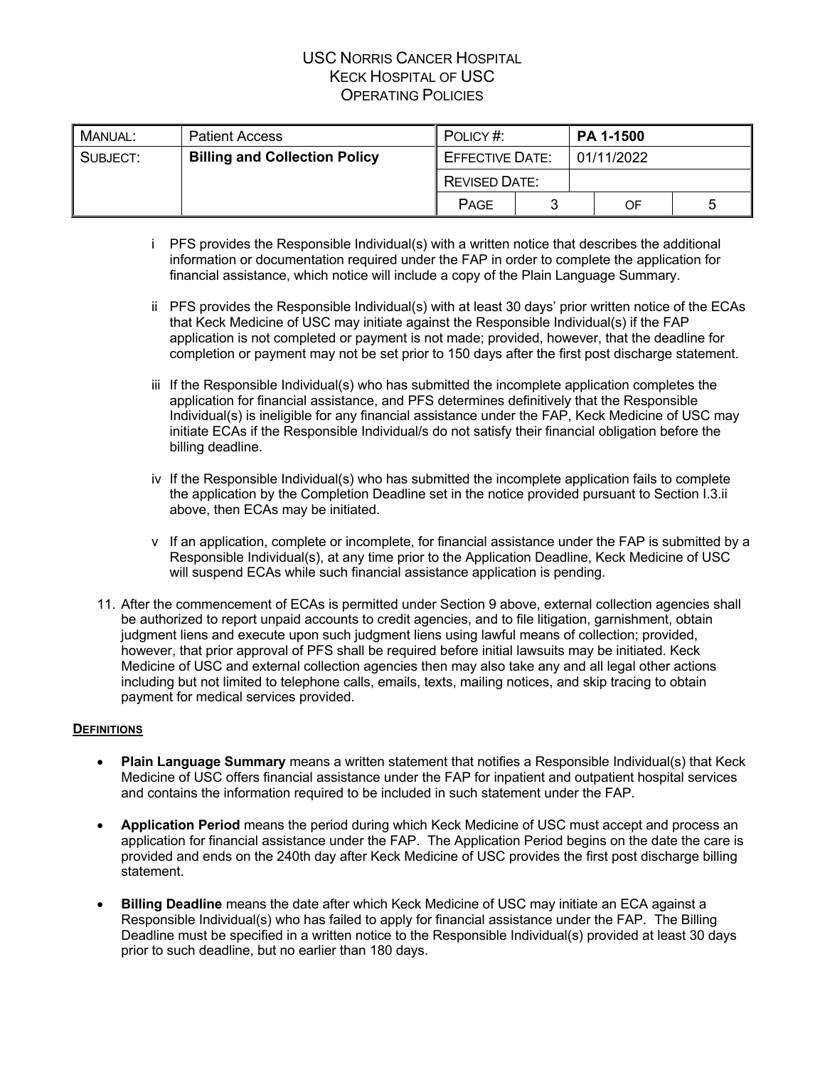i PFS provides the Responsible Individual(s) with a written notice that describes the additional information or documentation required under the FAP in order to complete the application for financial assistance, which notice will include a copy of the Plain Language Summary.

ii PFS provides the Responsible Individual(s) with at least 30 days' prior written notice of the ECAs that Keck Medicine of USC may initiate against the Responsible Individual(s) if the FAP application is not completed or payment is not made; provided, however, that the deadline for completion or payment may not be set prior to 150 days after the first post discharge statement.

iii If the Responsible Individual(s) who has submitted the incomplete application completes the application for financial assistance, and PFS determines definitively that the Responsible Individual(s) is ineligible for any financial assistance under the FAP, Keck Medicine of USC may initiate ECAs if the Responsible Individual/s do not satisfy their financial obligation before the billing deadline.

iv If the Responsible Individual(s) who has submitted the incomplete application fails to complete the application by the Completion Deadline set in the notice provided pursuant to Section I.3.ii above, then ECAs may be initiated.

v If an application, complete or incomplete, for financial assistance under the FAP is submitted by a Responsible Individual(s), at any time prior to the Application Deadline, Keck Medicine of USC will suspend ECAs while such financial assistance application is pending.

11. After the commencement of ECAs is permitted under Section 9 above, external collection agencies shall be authorized to report unpaid accounts to credit agencies, and to file litigation, garnishment, obtain judgment liens and execute upon such judgment liens using lawful means of collection; provided, however, that prior approval of PFS shall be required before initial lawsuits may be initiated. Keck Medicine of USC and external collection agencies then may also take any and all legal other actions including but not limited to telephone calls, emails, texts, mailing notices, and skip tracing to obtain payment for medical services provided.

**DEFINITIONS**

- **Plain Language Summary** means a written statement that notifies a Responsible Individual(s) that Keck Medicine of USC offers financial assistance under the FAP for inpatient and outpatient hospital services and contains the information required to be included in such statement under the FAP.

- **Application Period** means the period during which Keck Medicine of USC must accept and process an application for financial assistance under the FAP. The Application Period begins on the date the care is provided and ends on the 240th day after Keck Medicine of USC provides the first post discharge billing statement.

- **Billing Deadline** means the date after which Keck Medicine of USC may initiate an ECA against a Responsible Individual(s) who has failed to apply for financial assistance under the FAP. The Billing Deadline must be specified in a written notice to the Responsible Individual(s) provided at least 30 days prior to such deadline, but no earlier than 180 days.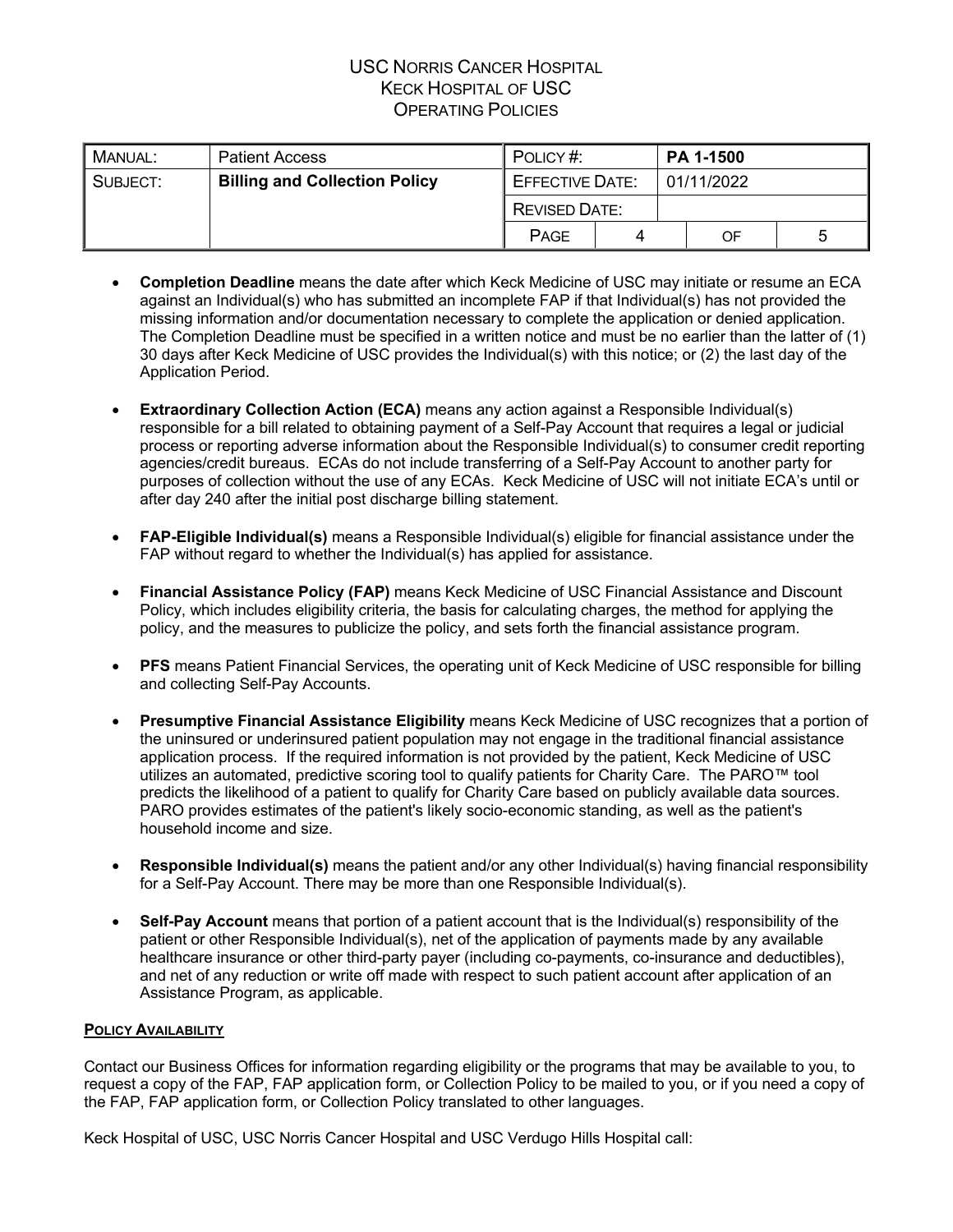- **Completion Deadline** means the date after which Keck Medicine of USC may initiate or resume an ECA against an Individual(s) who has submitted an incomplete FAP if that Individual(s) has not provided the missing information and/or documentation necessary to complete the application or denied application. The Completion Deadline must be specified in a written notice and must be no earlier than the latter of (1) 30 days after Keck Medicine of USC provides the Individual(s) with this notice; or (2) the last day of the Application Period.

- **Extraordinary Collection Action (ECA)** means any action against a Responsible Individual(s) responsible for a bill related to obtaining payment of a Self-Pay Account that requires a legal or judicial process or reporting adverse information about the Responsible Individual(s) to consumer credit reporting agencies/credit bureaus. ECAs do not include transferring of a Self-Pay Account to another party for purposes of collection without the use of any ECAs. Keck Medicine of USC will not initiate ECA's until or after day 240 after the initial post discharge billing statement.

- **FAP-Eligible Individual(s)** means a Responsible Individual(s) eligible for financial assistance under the FAP without regard to whether the Individual(s) has applied for assistance.

- **Financial Assistance Policy (FAP)** means Keck Medicine of USC Financial Assistance and Discount Policy, which includes eligibility criteria, the basis for calculating charges, the method for applying the policy, and the measures to publicize the policy, and sets forth the financial assistance program.

- **PFS** means Patient Financial Services, the operating unit of Keck Medicine of USC responsible for billing and collecting Self-Pay Accounts.

- **Presumptive Financial Assistance Eligibility** means Keck Medicine of USC recognizes that a portion of the uninsured or underinsured patient population may not engage in the traditional financial assistance application process. If the required information is not provided by the patient, Keck Medicine of USC utilizes an automated, predictive scoring tool to qualify patients for Charity Care. The PARO™ tool predicts the likelihood of a patient to qualify for Charity Care based on publicly available data sources. PARO provides estimates of the patient's likely socio-economic standing, as well as the patient's household income and size.

- **Responsible Individual(s)** means the patient and/or any other Individual(s) having financial responsibility for a Self-Pay Account. There may be more than one Responsible Individual(s).

- **Self-Pay Account** means that portion of a patient account that is the Individual(s) responsibility of the patient or other Responsible Individual(s), net of the application of payments made by any available healthcare insurance or other third-party payer (including co-payments, co-insurance and deductibles), and net of any reduction or write off made with respect to such patient account after application of an Assistance Program, as applicable.

## Policy Availability

Contact our Business Offices for information regarding eligibility or the programs that may be available to you, to request a copy of the FAP, FAP application form, or Collection Policy to be mailed to you, or if you need a copy of the FAP, FAP application form, or Collection Policy translated to other languages.

Keck Hospital of USC, USC Norris Cancer Hospital and USC Verdugo Hills Hospital call: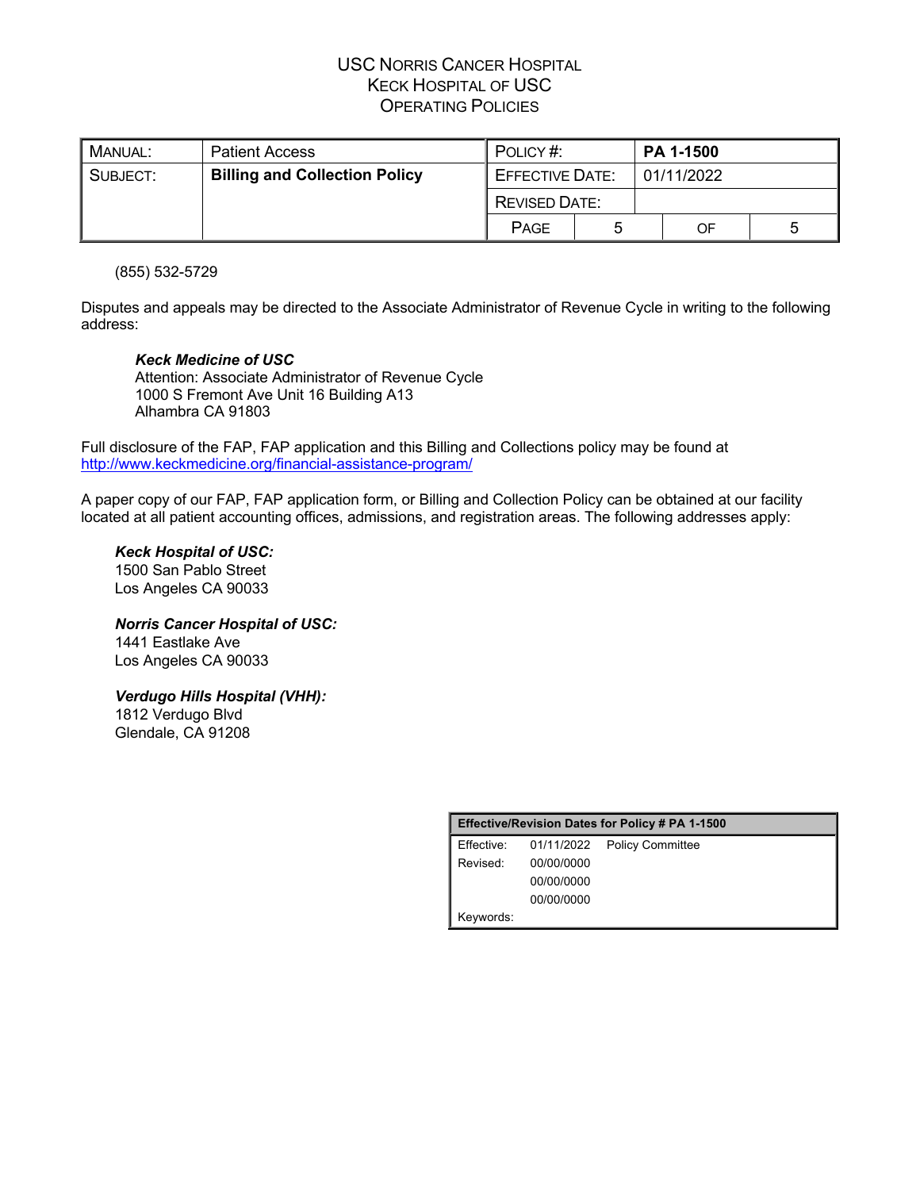(855) 532-5729

Disputes and appeals may be directed to the Associate Administrator of Revenue Cycle in writing to the following address:

***Keck Medicine of USC***
Attention: Associate Administrator of Revenue Cycle
1000 S Fremont Ave Unit 16 Building A13
Alhambra CA 91803

Full disclosure of the FAP, FAP application and this Billing and Collections policy may be found at http://www.keckmedicine.org/financial-assistance-program/

A paper copy of our FAP, FAP application form, or Billing and Collection Policy can be obtained at our facility located at all patient accounting offices, admissions, and registration areas. The following addresses apply:

***Keck Hospital of USC:***
1500 San Pablo Street
Los Angeles CA 90033

***Norris Cancer Hospital of USC:***
1441 Eastlake Ave
Los Angeles CA 90033

***Verdugo Hills Hospital (VHH):***
1812 Verdugo Blvd
Glendale, CA 91208

| **Effective/Revision Dates for Policy # PA 1-1500** | | |
|---|---|---|
| Effective: | 01/11/2022 | Policy Committee |
| Revised: | 00/00/0000 | |
| | 00/00/0000 | |
| | 00/00/0000 | |
| Keywords: | | |